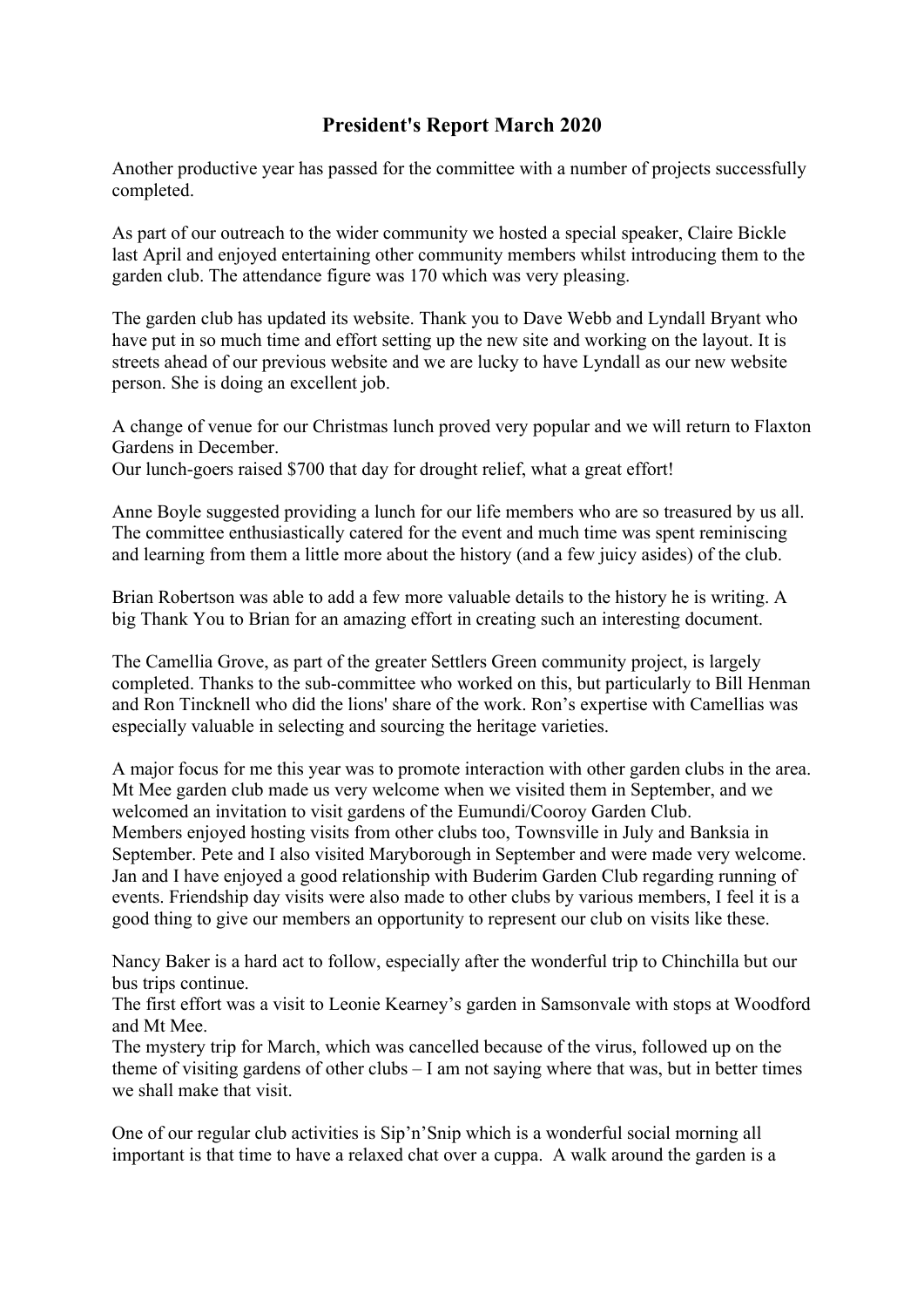# President's Report March 2020

Another productive year has passed for the committee with a number of projects successfully completed.

As part of our outreach to the wider community we hosted a special speaker, Claire Bickle last April and enjoyed entertaining other community members whilst introducing them to the garden club. The attendance figure was 170 which was very pleasing.

The garden club has updated its website. Thank you to Dave Webb and Lyndall Bryant who have put in so much time and effort setting up the new site and working on the layout. It is streets ahead of our previous website and we are lucky to have Lyndall as our new website person. She is doing an excellent job.

A change of venue for our Christmas lunch proved very popular and we will return to Flaxton Gardens in December.
Our lunch-goers raised $700 that day for drought relief, what a great effort!

Anne Boyle suggested providing a lunch for our life members who are so treasured by us all. The committee enthusiastically catered for the event and much time was spent reminiscing and learning from them a little more about the history (and a few juicy asides) of the club.

Brian Robertson was able to add a few more valuable details to the history he is writing. A big Thank You to Brian for an amazing effort in creating such an interesting document.

The Camellia Grove, as part of the greater Settlers Green community project, is largely completed. Thanks to the sub-committee who worked on this, but particularly to Bill Henman and Ron Tincknell who did the lions' share of the work. Ron's expertise with Camellias was especially valuable in selecting and sourcing the heritage varieties.

A major focus for me this year was to promote interaction with other garden clubs in the area. Mt Mee garden club made us very welcome when we visited them in September, and we welcomed an invitation to visit gardens of the Eumundi/Cooroy Garden Club.
Members enjoyed hosting visits from other clubs too, Townsville in July and Banksia in September. Pete and I also visited Maryborough in September and were made very welcome. Jan and I have enjoyed a good relationship with Buderim Garden Club regarding running of events. Friendship day visits were also made to other clubs by various members, I feel it is a good thing to give our members an opportunity to represent our club on visits like these.

Nancy Baker is a hard act to follow, especially after the wonderful trip to Chinchilla but our bus trips continue.
The first effort was a visit to Leonie Kearney's garden in Samsonvale with stops at Woodford and Mt Mee.
The mystery trip for March, which was cancelled because of the virus, followed up on the theme of visiting gardens of other clubs – I am not saying where that was, but in better times we shall make that visit.

One of our regular club activities is Sip'n'Snip which is a wonderful social morning all important is that time to have a relaxed chat over a cuppa. A walk around the garden is a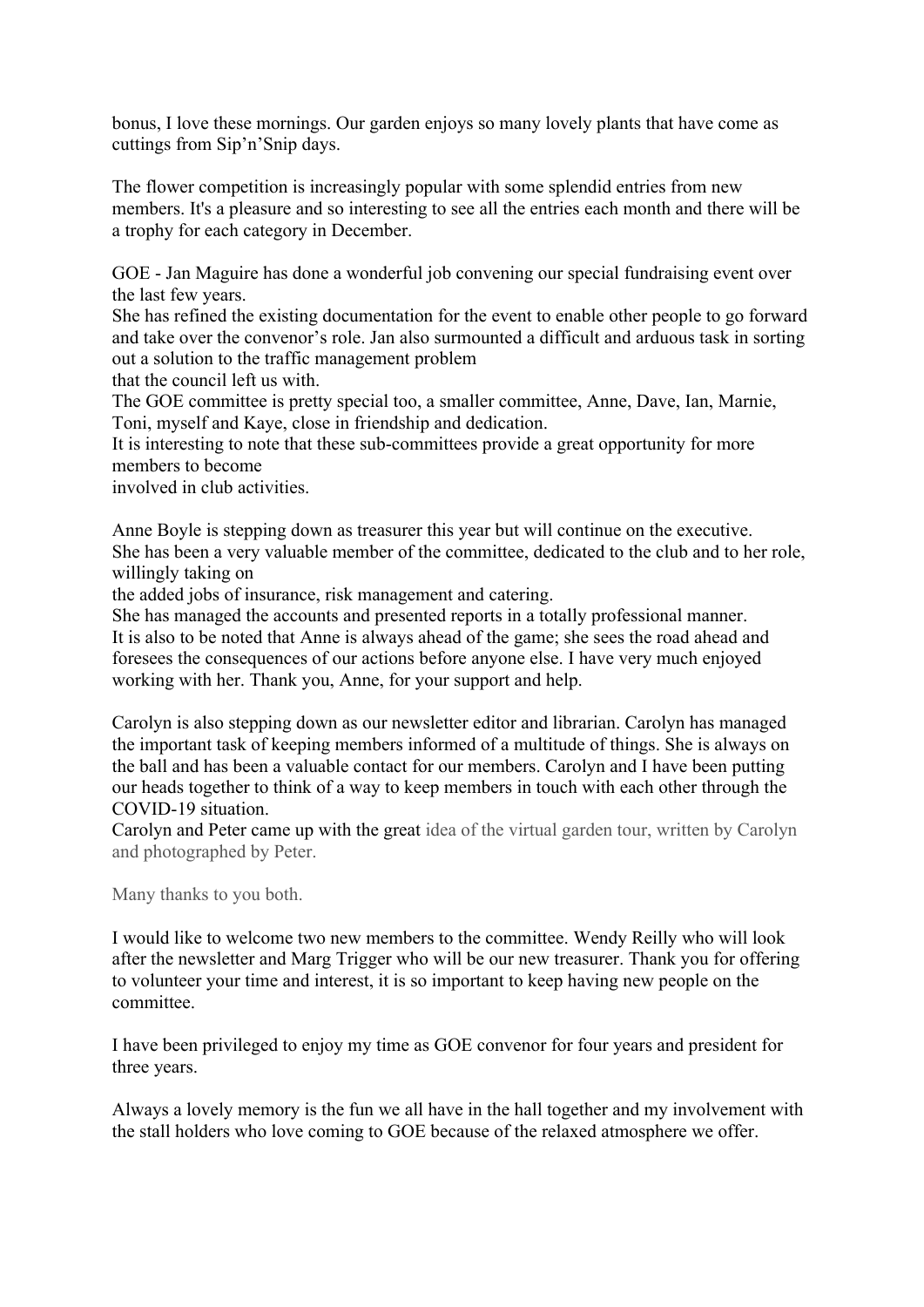bonus, I love these mornings. Our garden enjoys so many lovely plants that have come as cuttings from Sip'n'Snip days.

The flower competition is increasingly popular with some splendid entries from new members. It's a pleasure and so interesting to see all the entries each month and there will be a trophy for each category in December.

GOE - Jan Maguire has done a wonderful job convening our special fundraising event over the last few years.
She has refined the existing documentation for the event to enable other people to go forward and take over the convenor's role. Jan also surmounted a difficult and arduous task in sorting out a solution to the traffic management problem
that the council left us with.
The GOE committee is pretty special too, a smaller committee, Anne, Dave, Ian, Marnie, Toni, myself and Kaye, close in friendship and dedication.
It is interesting to note that these sub-committees provide a great opportunity for more members to become
involved in club activities.

Anne Boyle is stepping down as treasurer this year but will continue on the executive.
She has been a very valuable member of the committee, dedicated to the club and to her role, willingly taking on
the added jobs of insurance, risk management and catering.
She has managed the accounts and presented reports in a totally professional manner.
It is also to be noted that Anne is always ahead of the game; she sees the road ahead and foresees the consequences of our actions before anyone else. I have very much enjoyed working with her. Thank you, Anne, for your support and help.

Carolyn is also stepping down as our newsletter editor and librarian. Carolyn has managed the important task of keeping members informed of a multitude of things. She is always on the ball and has been a valuable contact for our members. Carolyn and I have been putting our heads together to think of a way to keep members in touch with each other through the COVID-19 situation.
Carolyn and Peter came up with the great idea of the virtual garden tour, written by Carolyn and photographed by Peter.

Many thanks to you both.

I would like to welcome two new members to the committee. Wendy Reilly who will look after the newsletter and Marg Trigger who will be our new treasurer. Thank you for offering to volunteer your time and interest, it is so important to keep having new people on the committee.

I have been privileged to enjoy my time as GOE convenor for four years and president for three years.

Always a lovely memory is the fun we all have in the hall together and my involvement with the stall holders who love coming to GOE because of the relaxed atmosphere we offer.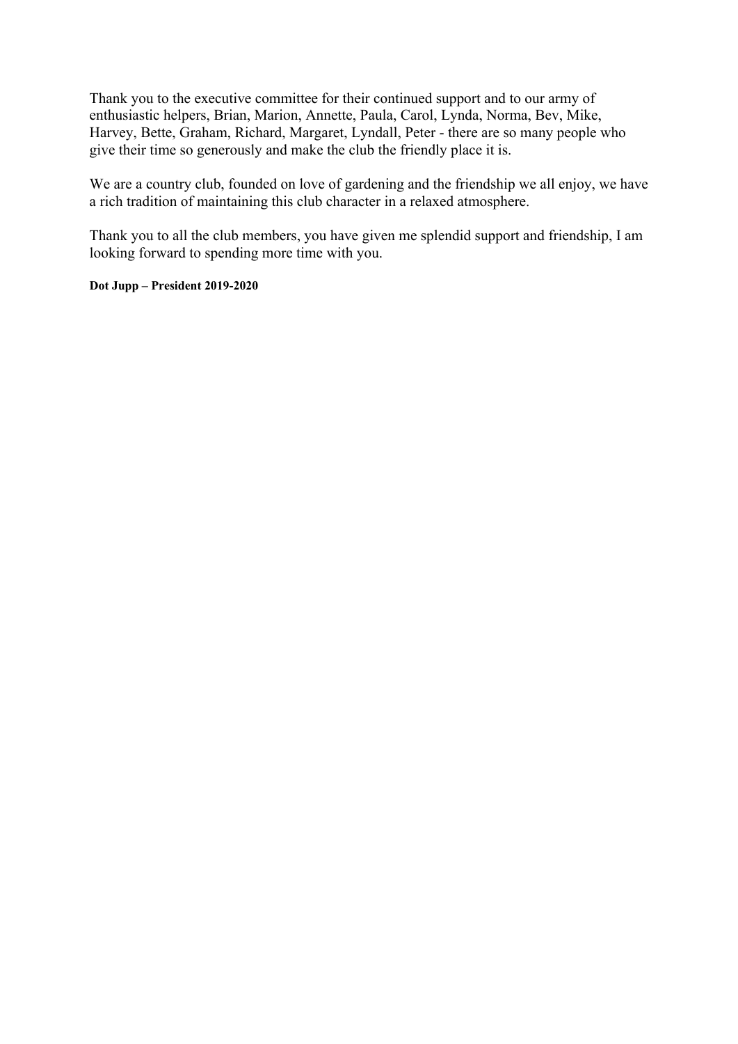Thank you to the executive committee for their continued support and to our army of enthusiastic helpers, Brian, Marion, Annette, Paula, Carol, Lynda, Norma, Bev, Mike, Harvey, Bette, Graham, Richard, Margaret, Lyndall, Peter - there are so many people who give their time so generously and make the club the friendly place it is.

We are a country club, founded on love of gardening and the friendship we all enjoy, we have a rich tradition of maintaining this club character in a relaxed atmosphere.

Thank you to all the club members, you have given me splendid support and friendship, I am looking forward to spending more time with you.

**Dot Jupp – President 2019-2020**